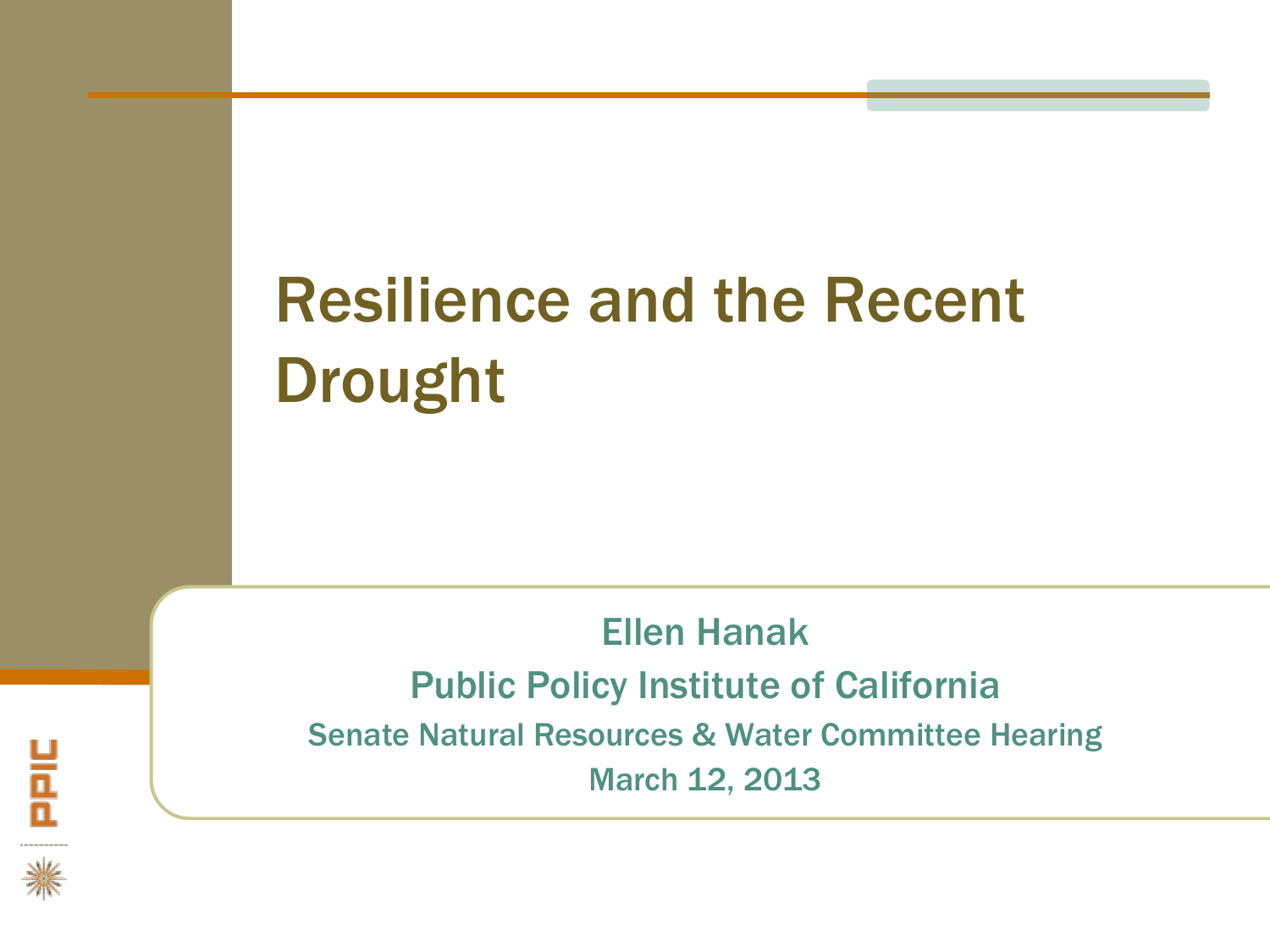# Resilience and the Recent Drought

Ellen Hanak

Public Policy Institute of California

Senate Natural Resources & Water Committee Hearing

March 12, 2013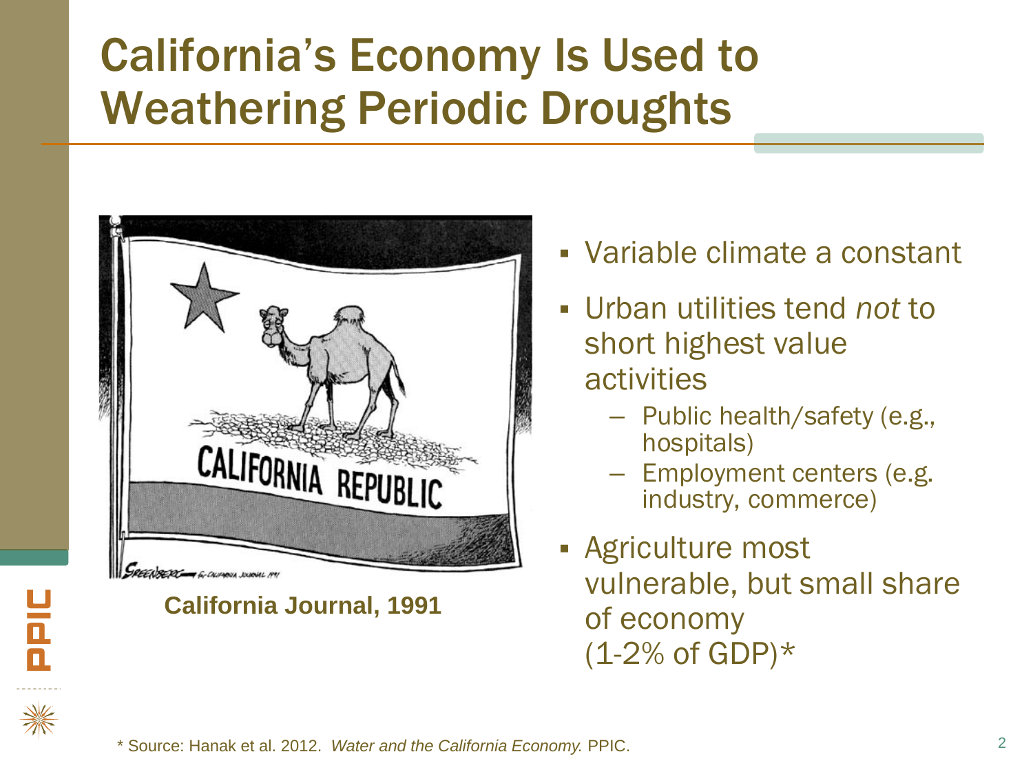# California's Economy Is Used to Weathering Periodic Droughts

California Journal, 1991

- Variable climate a constant
- Urban utilities tend *not* to short highest value activities
  - Public health/safety (e.g., hospitals)
  - Employment centers (e.g. industry, commerce)
- Agriculture most vulnerable, but small share of economy (1-2% of GDP)*

* Source: Hanak et al. 2012. *Water and the California Economy.* PPIC.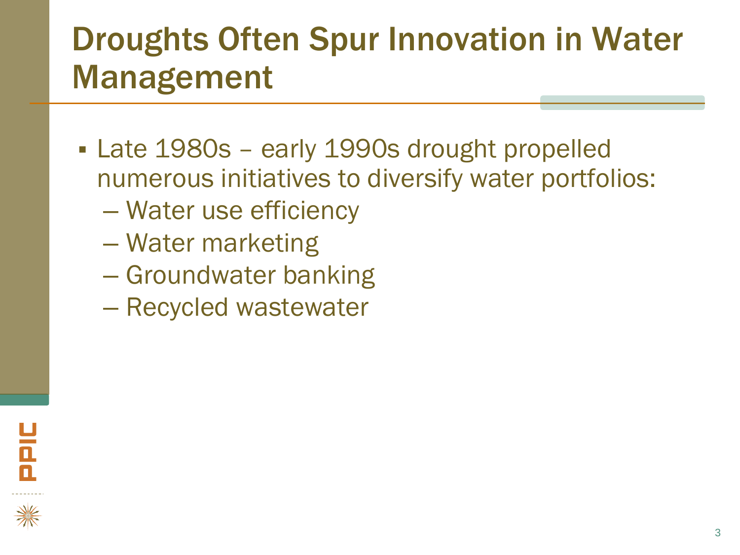# Droughts Often Spur Innovation in Water Management

- Late 1980s – early 1990s drought propelled numerous initiatives to diversify water portfolios:
  - Water use efficiency
  - Water marketing
  - Groundwater banking
  - Recycled wastewater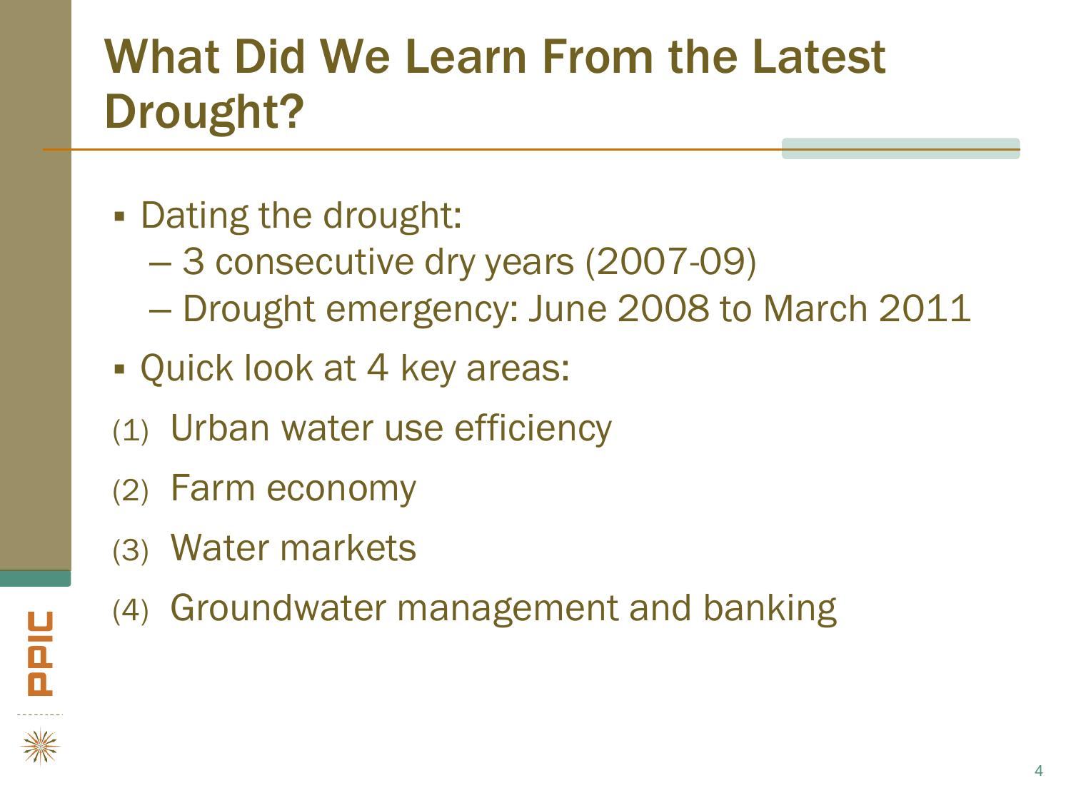# What Did We Learn From the Latest Drought?

- Dating the drought:
  - 3 consecutive dry years (2007-09)
  - Drought emergency: June 2008 to March 2011
- Quick look at 4 key areas:

(1) Urban water use efficiency

(2) Farm economy

(3) Water markets

(4) Groundwater management and banking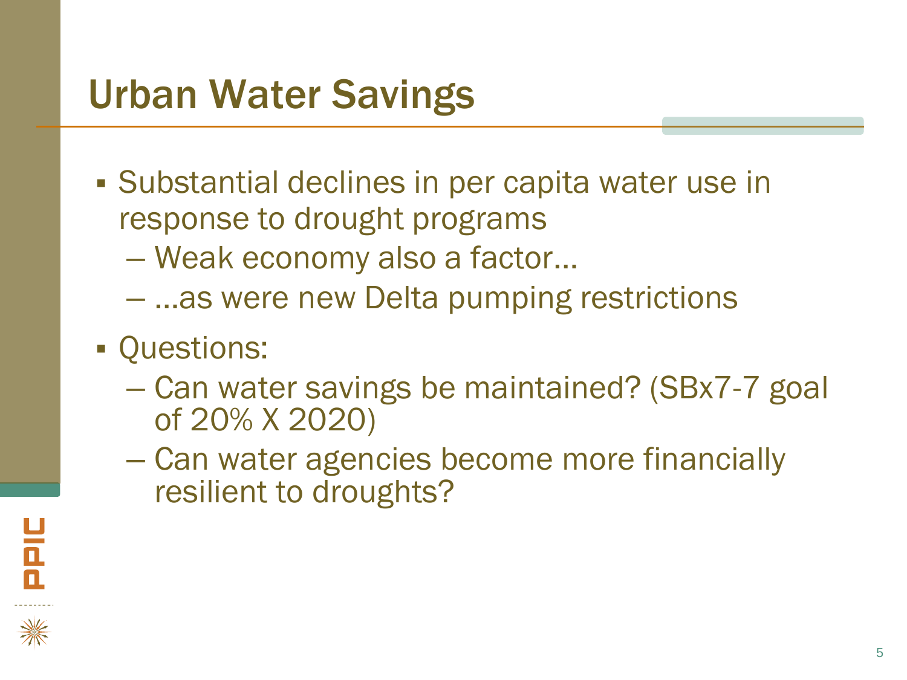# Urban Water Savings

- Substantial declines in per capita water use in response to drought programs
  - Weak economy also a factor…
  - …as were new Delta pumping restrictions
- Questions:
  - Can water savings be maintained? (SBx7-7 goal of 20% X 2020)
  - Can water agencies become more financially resilient to droughts?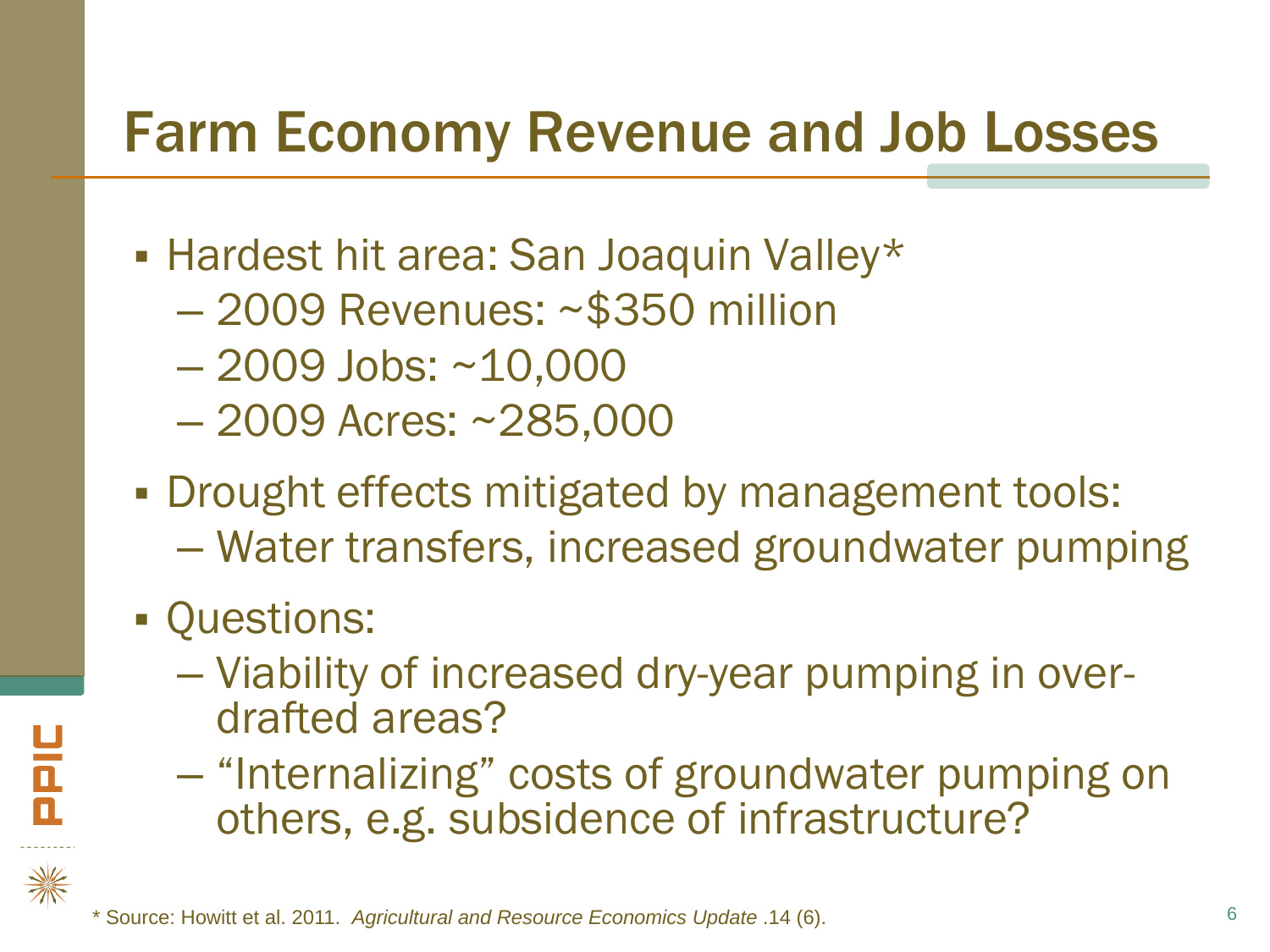# Farm Economy Revenue and Job Losses

- Hardest hit area: San Joaquin Valley*
  - 2009 Revenues: ~$350 million
  - 2009 Jobs: ~10,000
  - 2009 Acres: ~285,000
- Drought effects mitigated by management tools:
  - Water transfers, increased groundwater pumping
- Questions:
  - Viability of increased dry-year pumping in over-drafted areas?
  - “Internalizing” costs of groundwater pumping on others, e.g. subsidence of infrastructure?

\* Source: Howitt et al. 2011. *Agricultural and Resource Economics Update* .14 (6).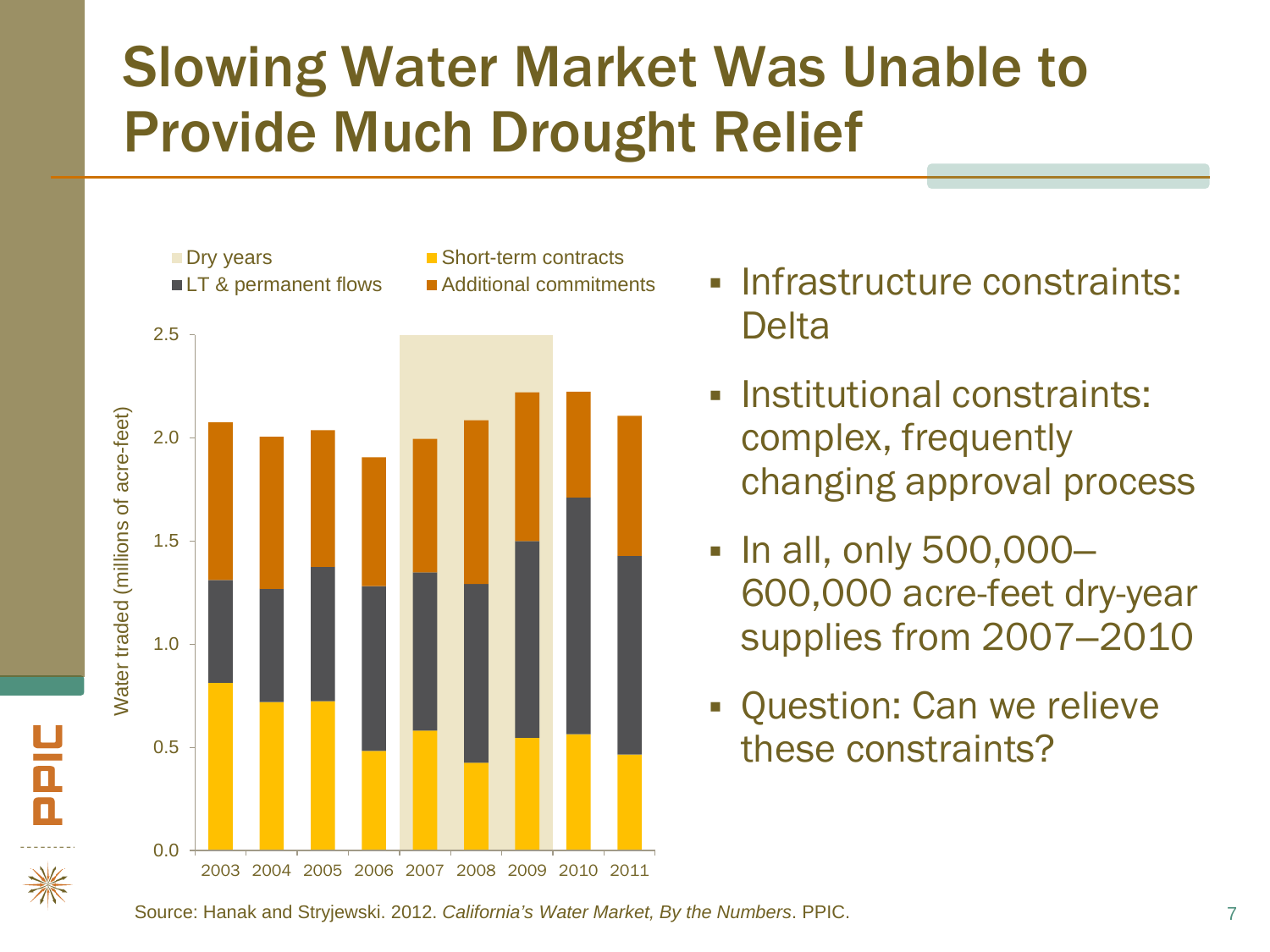# Slowing Water Market Was Unable to Provide Much Drought Relief

- Infrastructure constraints: Delta
- Institutional constraints: complex, frequently changing approval process
- In all, only 500,000–600,000 acre-feet dry-year supplies from 2007–2010
- Question: Can we relieve these constraints?

Source: Hanak and Stryjewski. 2012. *California's Water Market, By the Numbers*. PPIC.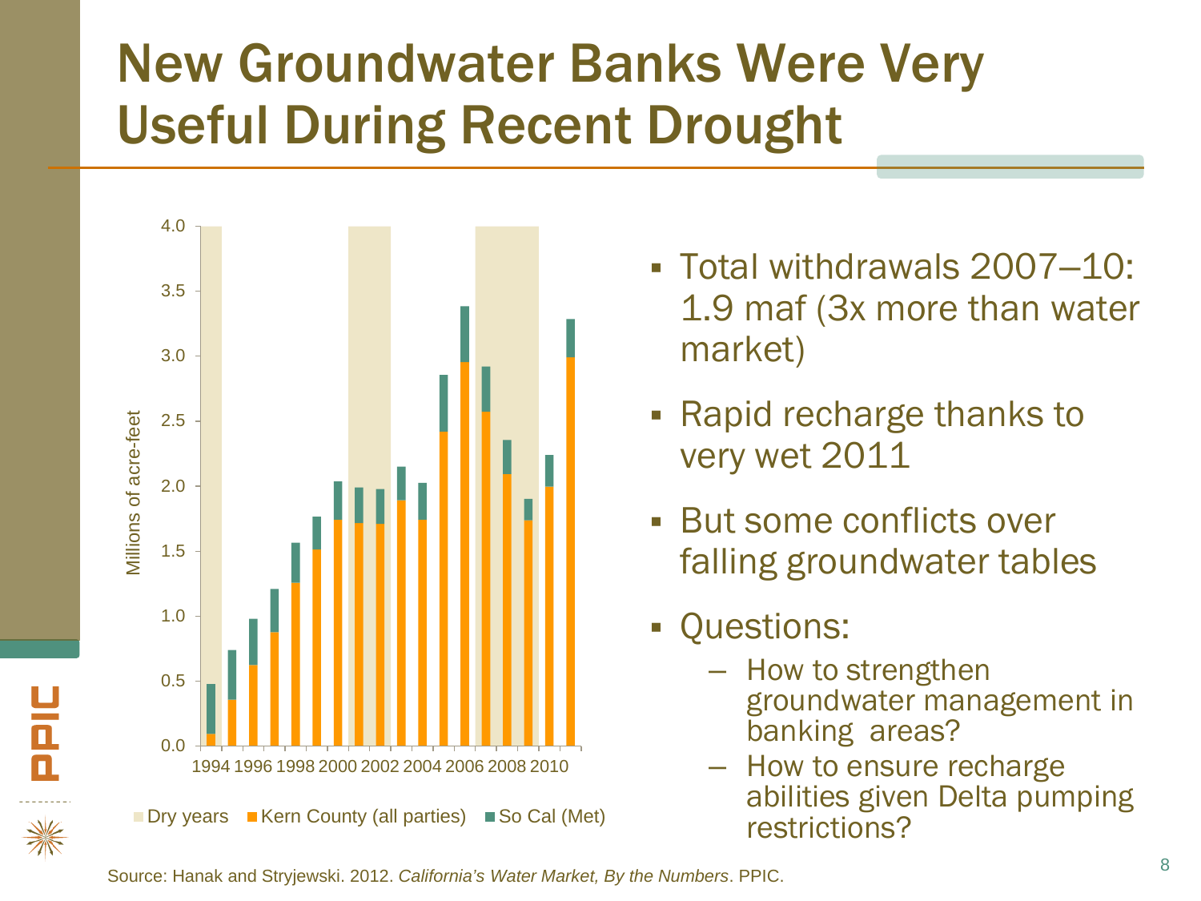# New Groundwater Banks Were Very Useful During Recent Drought

- Total withdrawals 2007–10: 1.9 maf (3x more than water market)
- Rapid recharge thanks to very wet 2011
- But some conflicts over falling groundwater tables
- Questions:
  - How to strengthen groundwater management in banking areas?
  - How to ensure recharge abilities given Delta pumping restrictions?

Source: Hanak and Stryjewski. 2012. *California's Water Market, By the Numbers*. PPIC.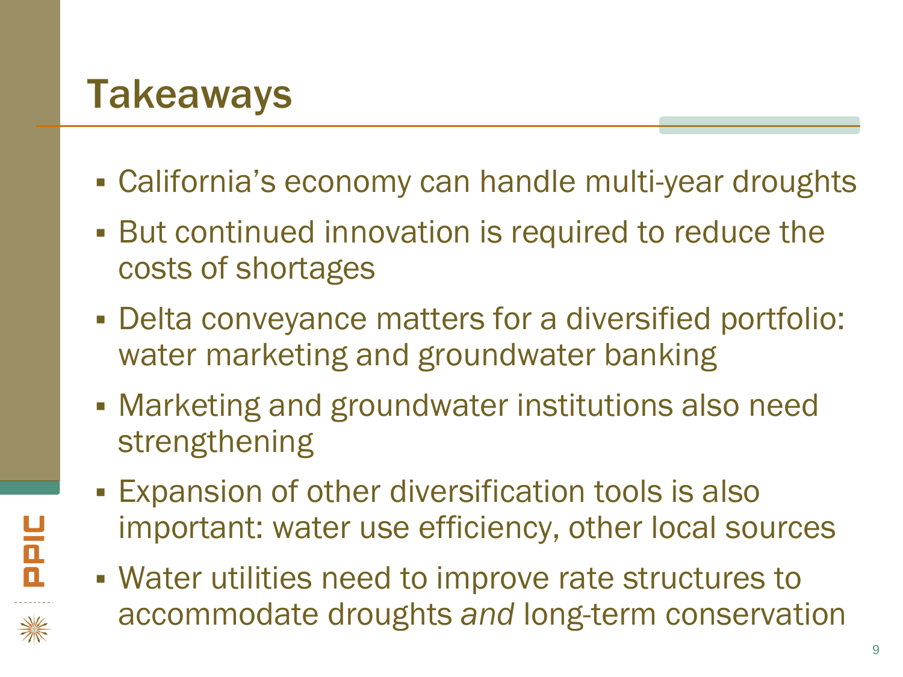# Takeaways

- California's economy can handle multi-year droughts
- But continued innovation is required to reduce the costs of shortages
- Delta conveyance matters for a diversified portfolio: water marketing and groundwater banking
- Marketing and groundwater institutions also need strengthening
- Expansion of other diversification tools is also important: water use efficiency, other local sources
- Water utilities need to improve rate structures to accommodate droughts *and* long-term conservation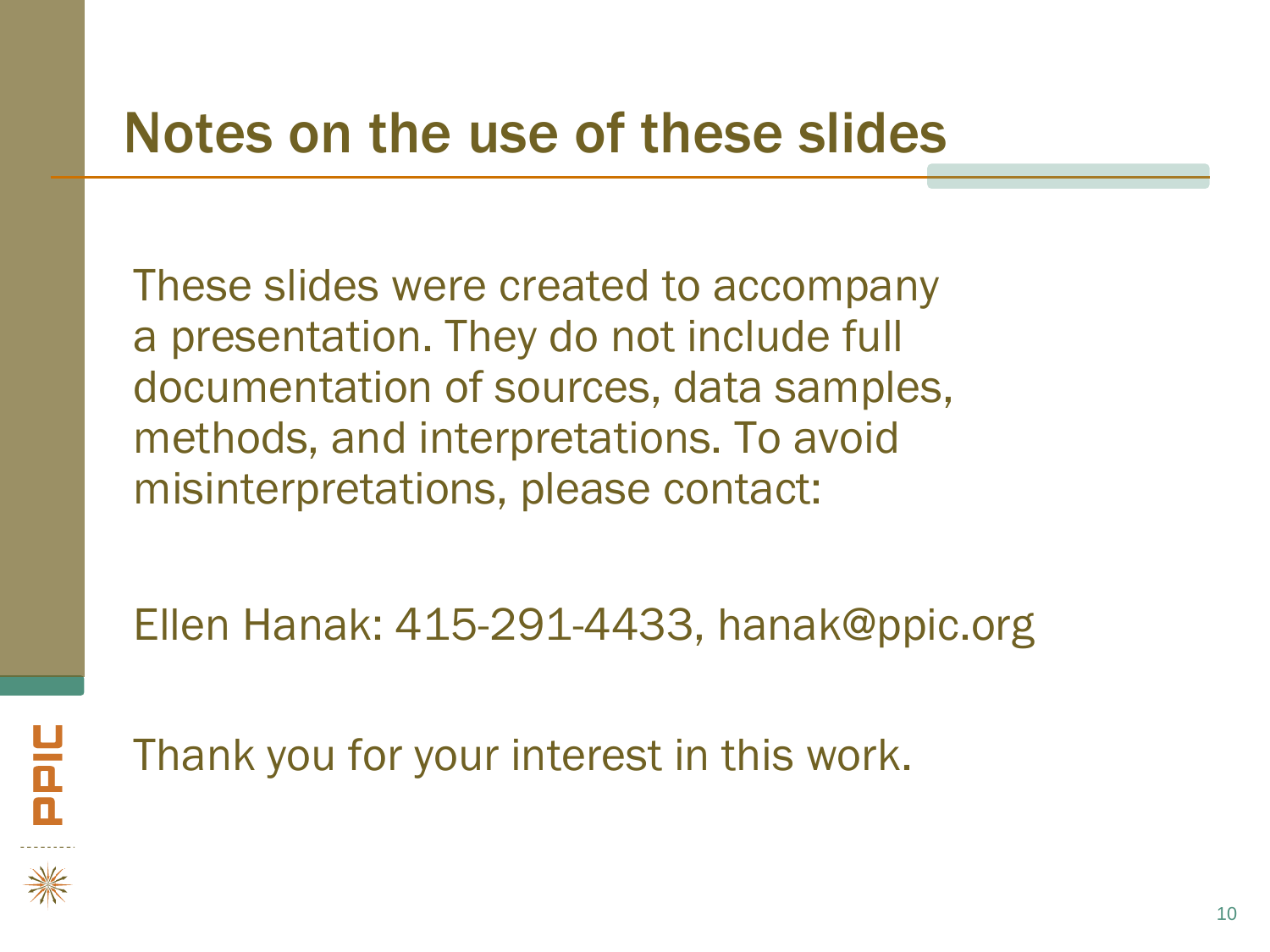# Notes on the use of these slides

These slides were created to accompany a presentation. They do not include full documentation of sources, data samples, methods, and interpretations. To avoid misinterpretations, please contact:

Ellen Hanak: 415-291-4433, hanak@ppic.org

Thank you for your interest in this work.